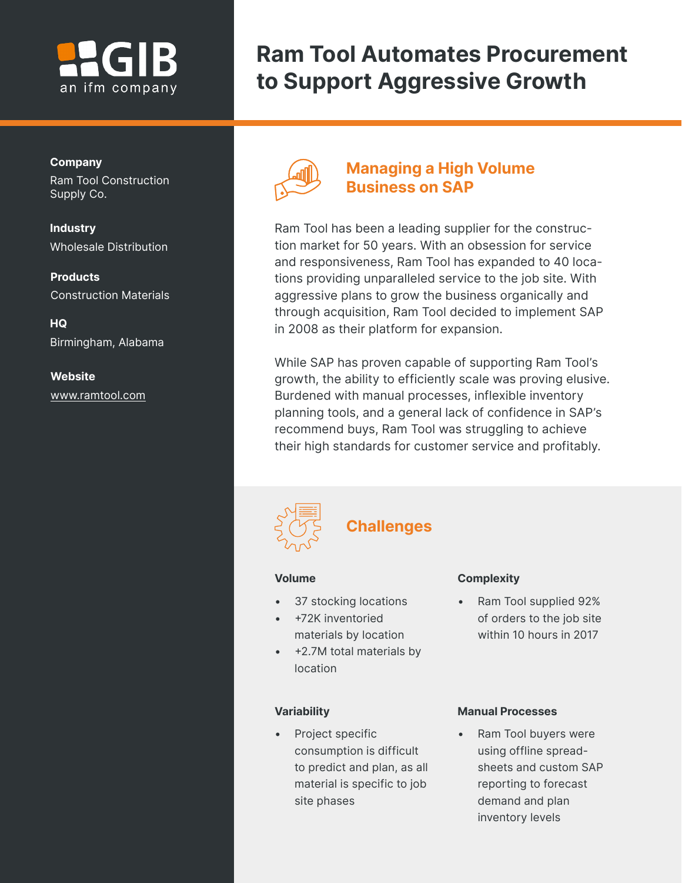GIB an ifm company

# Ram Tool Automates Procurement to Support Aggressive Growth

**Company**
Ram Tool Construction Supply Co.

**Industry**
Wholesale Distribution

**Products**
Construction Materials

**HQ**
Birmingham, Alabama

**Website**
www.ramtool.com

## Managing a High Volume Business on SAP

Ram Tool has been a leading supplier for the construction market for 50 years. With an obsession for service and responsiveness, Ram Tool has expanded to 40 locations providing unparalleled service to the job site. With aggressive plans to grow the business organically and through acquisition, Ram Tool decided to implement SAP in 2008 as their platform for expansion.

While SAP has proven capable of supporting Ram Tool's growth, the ability to efficiently scale was proving elusive. Burdened with manual processes, inflexible inventory planning tools, and a general lack of confidence in SAP's recommend buys, Ram Tool was struggling to achieve their high standards for customer service and profitably.

## Challenges

**Volume**

- 37 stocking locations
- +72K inventoried materials by location
- +2.7M total materials by location

**Complexity**

- Ram Tool supplied 92% of orders to the job site within 10 hours in 2017

**Variability**

- Project specific consumption is difficult to predict and plan, as all material is specific to job site phases

**Manual Processes**

- Ram Tool buyers were using offline spreadsheets and custom SAP reporting to forecast demand and plan inventory levels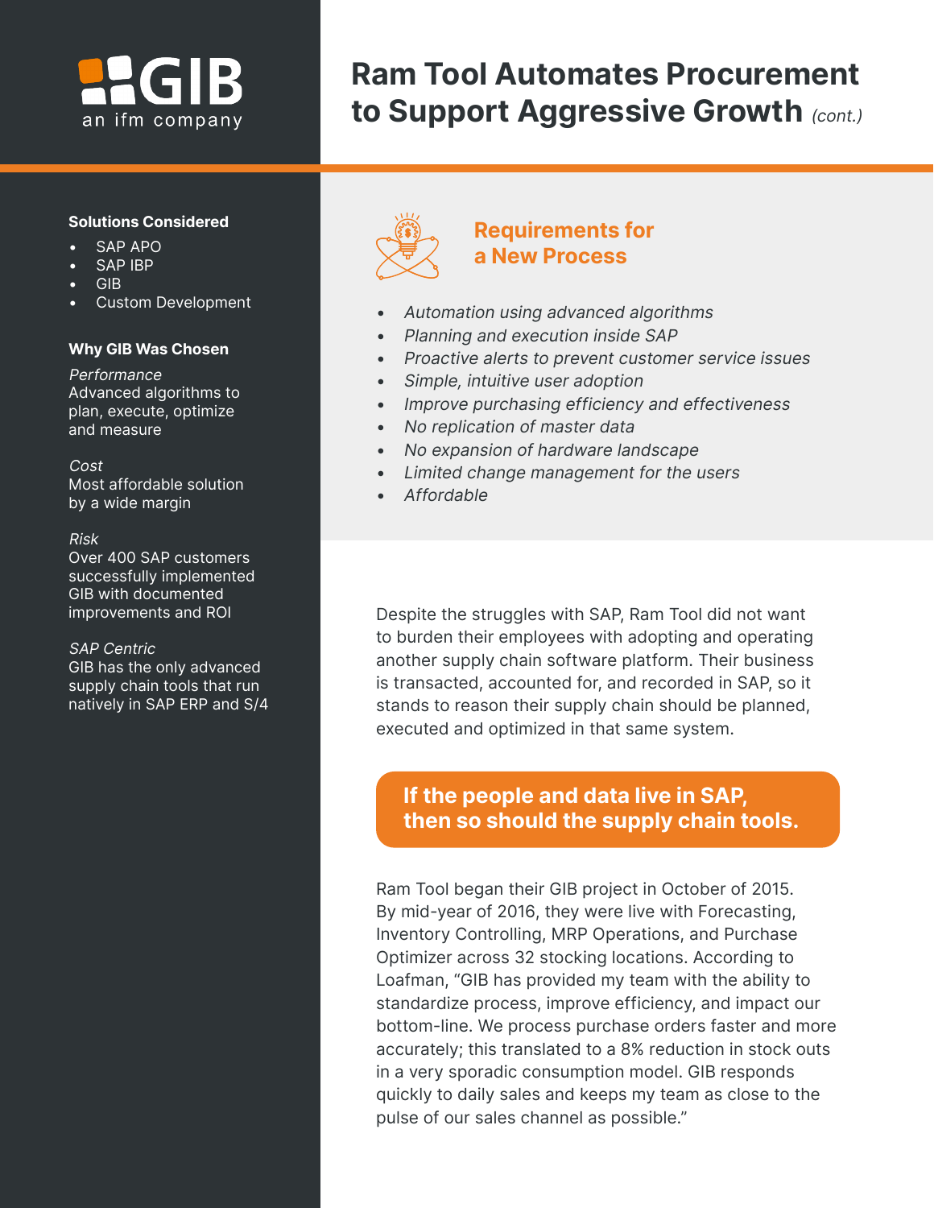# Ram Tool Automates Procurement to Support Aggressive Growth *(cont.)*

**Solutions Considered**

- SAP APO
- SAP IBP
- GIB
- Custom Development

**Why GIB Was Chosen**

*Performance*
Advanced algorithms to plan, execute, optimize and measure

*Cost*
Most affordable solution by a wide margin

*Risk*
Over 400 SAP customers successfully implemented GIB with documented improvements and ROI

*SAP Centric*
GIB has the only advanced supply chain tools that run natively in SAP ERP and S/4

## Requirements for a New Process

- *Automation using advanced algorithms*
- *Planning and execution inside SAP*
- *Proactive alerts to prevent customer service issues*
- *Simple, intuitive user adoption*
- *Improve purchasing efficiency and effectiveness*
- *No replication of master data*
- *No expansion of hardware landscape*
- *Limited change management for the users*
- *Affordable*

Despite the struggles with SAP, Ram Tool did not want to burden their employees with adopting and operating another supply chain software platform. Their business is transacted, accounted for, and recorded in SAP, so it stands to reason their supply chain should be planned, executed and optimized in that same system.

**If the people and data live in SAP, then so should the supply chain tools.**

Ram Tool began their GIB project in October of 2015. By mid-year of 2016, they were live with Forecasting, Inventory Controlling, MRP Operations, and Purchase Optimizer across 32 stocking locations. According to Loafman, "GIB has provided my team with the ability to standardize process, improve efficiency, and impact our bottom-line. We process purchase orders faster and more accurately; this translated to a 8% reduction in stock outs in a very sporadic consumption model. GIB responds quickly to daily sales and keeps my team as close to the pulse of our sales channel as possible."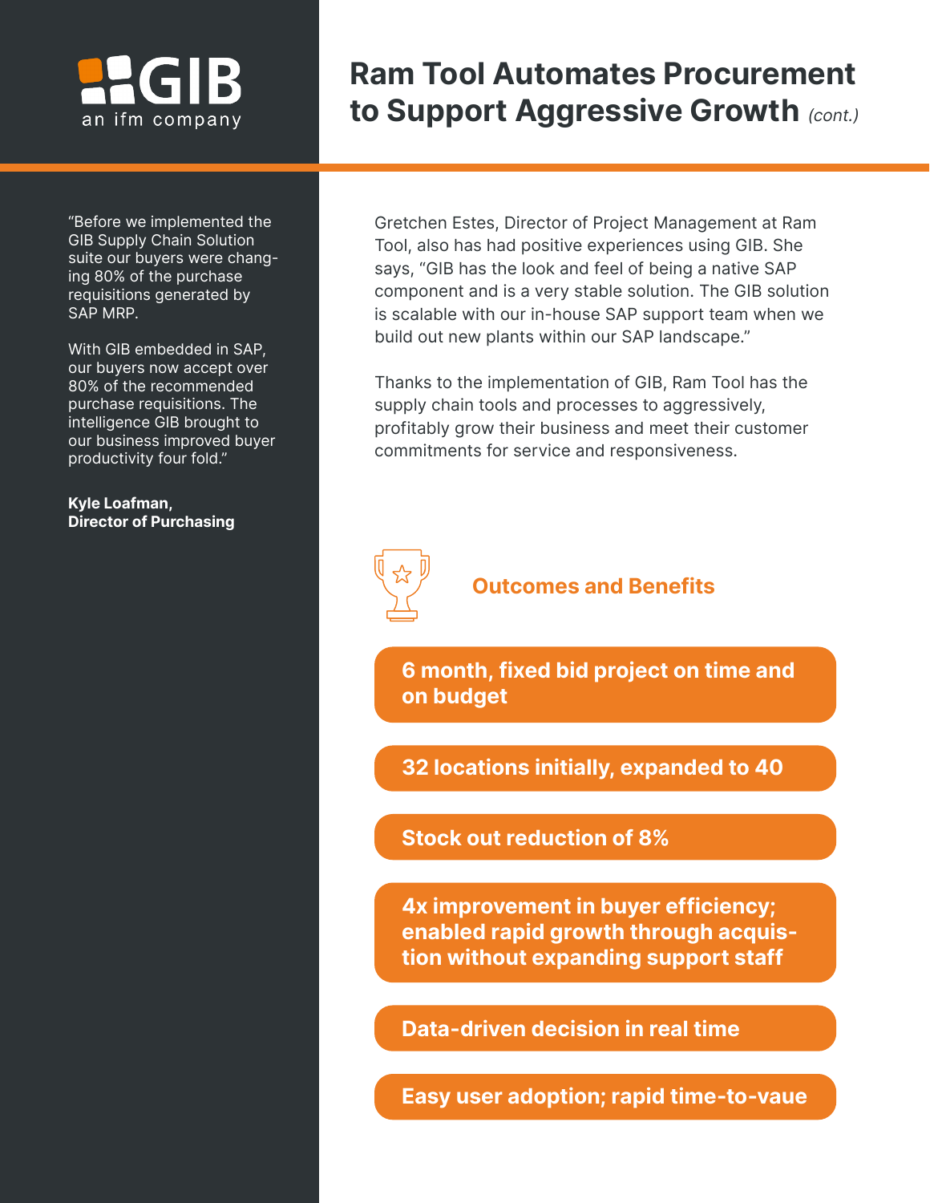# Ram Tool Automates Procurement to Support Aggressive Growth *(cont.)*

"Before we implemented the GIB Supply Chain Solution suite our buyers were changing 80% of the purchase requisitions generated by SAP MRP.

With GIB embedded in SAP, our buyers now accept over 80% of the recommended purchase requisitions. The intelligence GIB brought to our business improved buyer productivity four fold."

**Kyle Loafman, Director of Purchasing**

Gretchen Estes, Director of Project Management at Ram Tool, also has had positive experiences using GIB. She says, "GIB has the look and feel of being a native SAP component and is a very stable solution. The GIB solution is scalable with our in-house SAP support team when we build out new plants within our SAP landscape."

Thanks to the implementation of GIB, Ram Tool has the supply chain tools and processes to aggressively, profitably grow their business and meet their customer commitments for service and responsiveness.

## Outcomes and Benefits

- **6 month, fixed bid project on time and on budget**
- **32 locations initially, expanded to 40**
- **Stock out reduction of 8%**
- **4x improvement in buyer efficiency; enabled rapid growth through acquistion without expanding support staff**
- **Data-driven decision in real time**
- **Easy user adoption; rapid time-to-vaue**